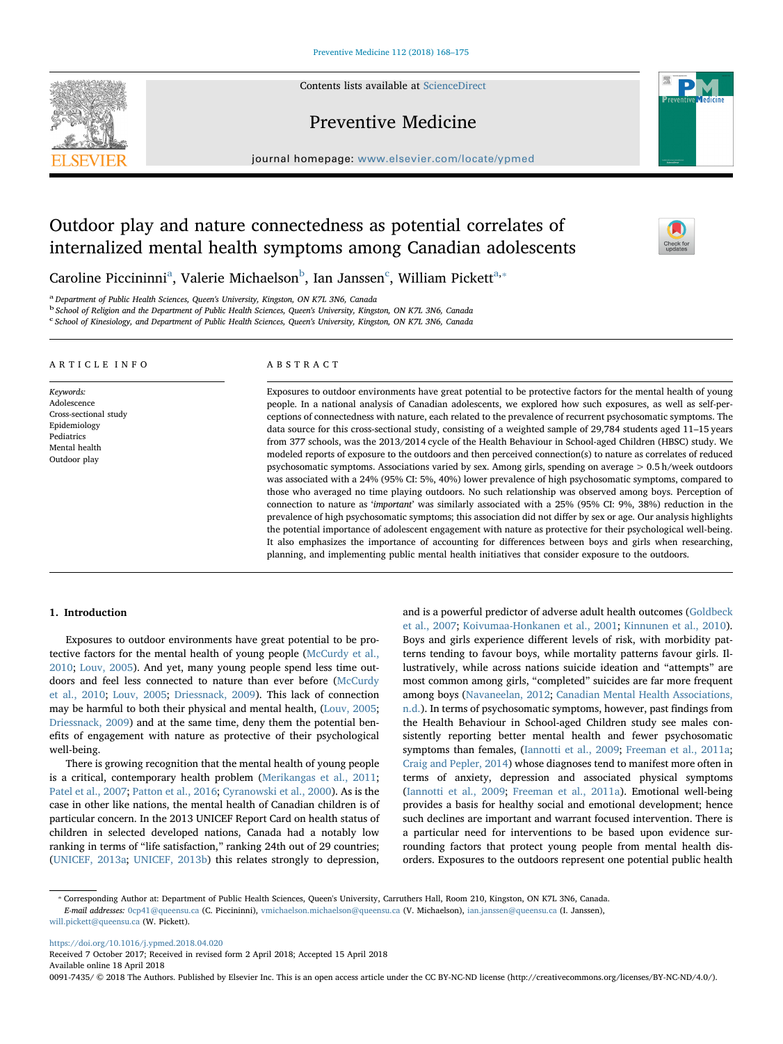# Outdoor play and nature connectedness as potential correlates of internalized mental health symptoms among Canadian adolescents

Caroline Piccininni[a], Valerie Michaelson[b], Ian Janssen[c], William Pickett[a,*]

[a] Department of Public Health Sciences, Queen's University, Kingston, ON K7L 3N6, Canada
[b] School of Religion and the Department of Public Health Sciences, Queen's University, Kingston, ON K7L 3N6, Canada
[c] School of Kinesiology, and Department of Public Health Sciences, Queen's University, Kingston, ON K7L 3N6, Canada

## ARTICLE INFO

*Keywords:*
Adolescence
Cross-sectional study
Epidemiology
Pediatrics
Mental health
Outdoor play

## ABSTRACT

Exposures to outdoor environments have great potential to be protective factors for the mental health of young people. In a national analysis of Canadian adolescents, we explored how such exposures, as well as self-perceptions of connectedness with nature, each related to the prevalence of recurrent psychosomatic symptoms. The data source for this cross-sectional study, consisting of a weighted sample of 29,784 students aged 11–15 years from 377 schools, was the 2013/2014 cycle of the Health Behaviour in School-aged Children (HBSC) study. We modeled reports of exposure to the outdoors and then perceived connection(s) to nature as correlates of reduced psychosomatic symptoms. Associations varied by sex. Among girls, spending on average > 0.5 h/week outdoors was associated with a 24% (95% CI: 5%, 40%) lower prevalence of high psychosomatic symptoms, compared to those who averaged no time playing outdoors. No such relationship was observed among boys. Perception of connection to nature as '*important*' was similarly associated with a 25% (95% CI: 9%, 38%) reduction in the prevalence of high psychosomatic symptoms; this association did not differ by sex or age. Our analysis highlights the potential importance of adolescent engagement with nature as protective for their psychological well-being. It also emphasizes the importance of accounting for differences between boys and girls when researching, planning, and implementing public mental health initiatives that consider exposure to the outdoors.

## 1. Introduction

Exposures to outdoor environments have great potential to be protective factors for the mental health of young people (McCurdy et al., 2010; Louv, 2005). And yet, many young people spend less time outdoors and feel less connected to nature than ever before (McCurdy et al., 2010; Louv, 2005; Driessnack, 2009). This lack of connection may be harmful to both their physical and mental health, (Louv, 2005; Driessnack, 2009) and at the same time, deny them the potential benefits of engagement with nature as protective of their psychological well-being.

There is growing recognition that the mental health of young people is a critical, contemporary health problem (Merikangas et al., 2011; Patel et al., 2007; Patton et al., 2016; Cyranowski et al., 2000). As is the case in other like nations, the mental health of Canadian children is of particular concern. In the 2013 UNICEF Report Card on health status of children in selected developed nations, Canada had a notably low ranking in terms of "life satisfaction," ranking 24th out of 29 countries; (UNICEF, 2013a; UNICEF, 2013b) this relates strongly to depression, and is a powerful predictor of adverse adult health outcomes (Goldbeck et al., 2007; Koivumaa-Honkanen et al., 2001; Kinnunen et al., 2010). Boys and girls experience different levels of risk, with morbidity patterns tending to favour boys, while mortality patterns favour girls. Illustratively, while across nations suicide ideation and "attempts" are most common among girls, "completed" suicides are far more frequent among boys (Navaneelan, 2012; Canadian Mental Health Associations, n.d.). In terms of psychosomatic symptoms, however, past findings from the Health Behaviour in School-aged Children study see males consistently reporting better mental health and fewer psychosomatic symptoms than females, (Iannotti et al., 2009; Freeman et al., 2011a; Craig and Pepler, 2014) whose diagnoses tend to manifest more often in terms of anxiety, depression and associated physical symptoms (Iannotti et al., 2009; Freeman et al., 2011a). Emotional well-being provides a basis for healthy social and emotional development; hence such declines are important and warrant focused intervention. There is a particular need for interventions to be based upon evidence surrounding factors that protect young people from mental health disorders. Exposures to the outdoors represent one potential public health

* Corresponding Author at: Department of Public Health Sciences, Queen's University, Carruthers Hall, Room 210, Kingston, ON K7L 3N6, Canada.
*E-mail addresses:* 0cp41@queensu.ca (C. Piccininni), vmichaelson.michaelson@queensu.ca (V. Michaelson), ian.janssen@queensu.ca (I. Janssen), will.pickett@queensu.ca (W. Pickett).

https://doi.org/10.1016/j.ypmed.2018.04.020
Received 7 October 2017; Received in revised form 2 April 2018; Accepted 15 April 2018
Available online 18 April 2018
0091-7435/ © 2018 The Authors. Published by Elsevier Inc. This is an open access article under the CC BY-NC-ND license (http://creativecommons.org/licenses/BY-NC-ND/4.0/).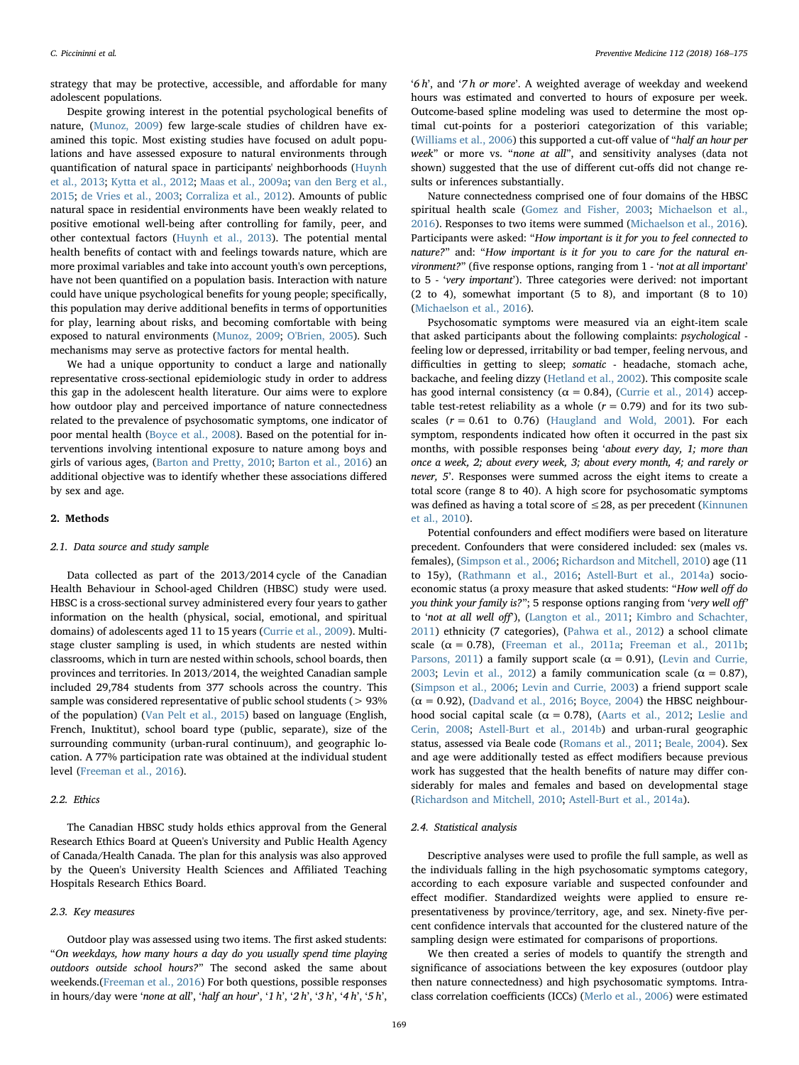strategy that may be protective, accessible, and affordable for many adolescent populations.

Despite growing interest in the potential psychological benefits of nature, (Munoz, 2009) few large-scale studies of children have examined this topic. Most existing studies have focused on adult populations and have assessed exposure to natural environments through quantification of natural space in participants' neighborhoods (Huynh et al., 2013; Kytta et al., 2012; Maas et al., 2009a; van den Berg et al., 2015; de Vries et al., 2003; Corraliza et al., 2012). Amounts of public natural space in residential environments have been weakly related to positive emotional well-being after controlling for family, peer, and other contextual factors (Huynh et al., 2013). The potential mental health benefits of contact with and feelings towards nature, which are more proximal variables and take into account youth's own perceptions, have not been quantified on a population basis. Interaction with nature could have unique psychological benefits for young people; specifically, this population may derive additional benefits in terms of opportunities for play, learning about risks, and becoming comfortable with being exposed to natural environments (Munoz, 2009; O'Brien, 2005). Such mechanisms may serve as protective factors for mental health.

We had a unique opportunity to conduct a large and nationally representative cross-sectional epidemiologic study in order to address this gap in the adolescent health literature. Our aims were to explore how outdoor play and perceived importance of nature connectedness related to the prevalence of psychosomatic symptoms, one indicator of poor mental health (Boyce et al., 2008). Based on the potential for interventions involving intentional exposure to nature among boys and girls of various ages, (Barton and Pretty, 2010; Barton et al., 2016) an additional objective was to identify whether these associations differed by sex and age.

## 2. Methods

### 2.1. Data source and study sample

Data collected as part of the 2013/2014 cycle of the Canadian Health Behaviour in School-aged Children (HBSC) study were used. HBSC is a cross-sectional survey administered every four years to gather information on the health (physical, social, emotional, and spiritual domains) of adolescents aged 11 to 15 years (Currie et al., 2009). Multi-stage cluster sampling is used, in which students are nested within classrooms, which in turn are nested within schools, school boards, then provinces and territories. In 2013/2014, the weighted Canadian sample included 29,784 students from 377 schools across the country. This sample was considered representative of public school students (> 93% of the population) (Van Pelt et al., 2015) based on language (English, French, Inuktitut), school board type (public, separate), size of the surrounding community (urban-rural continuum), and geographic location. A 77% participation rate was obtained at the individual student level (Freeman et al., 2016).

### 2.2. Ethics

The Canadian HBSC study holds ethics approval from the General Research Ethics Board at Queen's University and Public Health Agency of Canada/Health Canada. The plan for this analysis was also approved by the Queen's University Health Sciences and Affiliated Teaching Hospitals Research Ethics Board.

### 2.3. Key measures

Outdoor play was assessed using two items. The first asked students: "*On weekdays, how many hours a day do you usually spend time playing outdoors outside school hours?*" The second asked the same about weekends.(Freeman et al., 2016) For both questions, possible responses in hours/day were '*none at all*', '*half an hour*', '*1 h*', '*2 h*', '*3 h*', '*4 h*', '*5 h*', '*6 h*', and '*7 h or more*'. A weighted average of weekday and weekend hours was estimated and converted to hours of exposure per week. Outcome-based spline modeling was used to determine the most optimal cut-points for a posteriori categorization of this variable; (Williams et al., 2006) this supported a cut-off value of "*half an hour per week*" or more vs. "*none at all*", and sensitivity analyses (data not shown) suggested that the use of different cut-offs did not change results or inferences substantially.

Nature connectedness comprised one of four domains of the HBSC spiritual health scale (Gomez and Fisher, 2003; Michaelson et al., 2016). Responses to two items were summed (Michaelson et al., 2016). Participants were asked: "*How important is it for you to feel connected to nature?*" and: "*How important is it for you to care for the natural environment?*" (five response options, ranging from 1 - '*not at all important*' to 5 - '*very important*'). Three categories were derived: not important (2 to 4), somewhat important (5 to 8), and important (8 to 10) (Michaelson et al., 2016).

Psychosomatic symptoms were measured via an eight-item scale that asked participants about the following complaints: *psychological* - feeling low or depressed, irritability or bad temper, feeling nervous, and difficulties in getting to sleep; *somatic* - headache, stomach ache, backache, and feeling dizzy (Hetland et al., 2002). This composite scale has good internal consistency ($\alpha = 0.84$), (Currie et al., 2014) acceptable test-retest reliability as a whole ($r = 0.79$) and for its two subscales ($r = 0.61$ to $0.76$) (Haugland and Wold, 2001). For each symptom, respondents indicated how often it occurred in the past six months, with possible responses being '*about every day, 1; more than once a week, 2; about every week, 3; about every month, 4; and rarely or never, 5*'. Responses were summed across the eight items to create a total score (range 8 to 40). A high score for psychosomatic symptoms was defined as having a total score of ≤28, as per precedent (Kinnunen et al., 2010).

Potential confounders and effect modifiers were based on literature precedent. Confounders that were considered included: sex (males vs. females), (Simpson et al., 2006; Richardson and Mitchell, 2010) age (11 to 15y), (Rathmann et al., 2016; Astell-Burt et al., 2014a) socioeconomic status (a proxy measure that asked students: "*How well off do you think your family is?*"; 5 response options ranging from '*very well off*' to '*not at all well off*'), (Langton et al., 2011; Kimbro and Schachter, 2011) ethnicity (7 categories), (Pahwa et al., 2012) a school climate scale ($\alpha = 0.78$), (Freeman et al., 2011a; Freeman et al., 2011b; Parsons, 2011) a family support scale ($\alpha = 0.91$), (Levin and Currie, 2003; Levin et al., 2012) a family communication scale ($\alpha = 0.87$), (Simpson et al., 2006; Levin and Currie, 2003) a friend support scale ($\alpha = 0.92$), (Dadvand et al., 2016; Boyce, 2004) the HBSC neighbourhood social capital scale ($\alpha = 0.78$), (Aarts et al., 2012; Leslie and Cerin, 2008; Astell-Burt et al., 2014b) and urban-rural geographic status, assessed via Beale code (Romans et al., 2011; Beale, 2004). Sex and age were additionally tested as effect modifiers because previous work has suggested that the health benefits of nature may differ considerably for males and females and based on developmental stage (Richardson and Mitchell, 2010; Astell-Burt et al., 2014a).

### 2.4. Statistical analysis

Descriptive analyses were used to profile the full sample, as well as the individuals falling in the high psychosomatic symptoms category, according to each exposure variable and suspected confounder and effect modifier. Standardized weights were applied to ensure representativeness by province/territory, age, and sex. Ninety-five percent confidence intervals that accounted for the clustered nature of the sampling design were estimated for comparisons of proportions.

We then created a series of models to quantify the strength and significance of associations between the key exposures (outdoor play then nature connectedness) and high psychosomatic symptoms. Intraclass correlation coefficients (ICCs) (Merlo et al., 2006) were estimated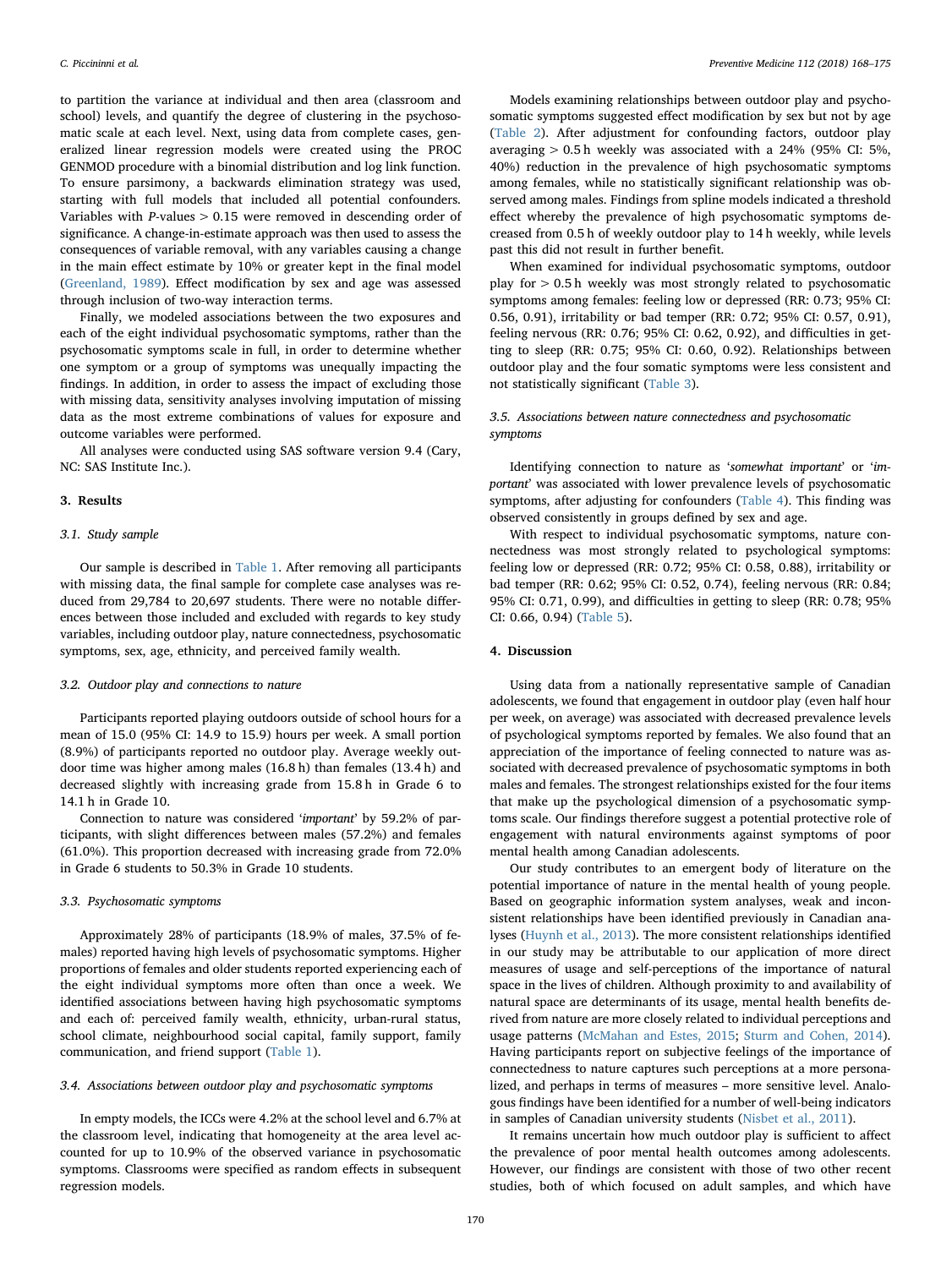to partition the variance at individual and then area (classroom and school) levels, and quantify the degree of clustering in the psychosomatic scale at each level. Next, using data from complete cases, generalized linear regression models were created using the PROC GENMOD procedure with a binomial distribution and log link function. To ensure parsimony, a backwards elimination strategy was used, starting with full models that included all potential confounders. Variables with *P*-values > 0.15 were removed in descending order of significance. A change-in-estimate approach was then used to assess the consequences of variable removal, with any variables causing a change in the main effect estimate by 10% or greater kept in the final model (Greenland, 1989). Effect modification by sex and age was assessed through inclusion of two-way interaction terms.

Finally, we modeled associations between the two exposures and each of the eight individual psychosomatic symptoms, rather than the psychosomatic symptoms scale in full, in order to determine whether one symptom or a group of symptoms was unequally impacting the findings. In addition, in order to assess the impact of excluding those with missing data, sensitivity analyses involving imputation of missing data as the most extreme combinations of values for exposure and outcome variables were performed.

All analyses were conducted using SAS software version 9.4 (Cary, NC: SAS Institute Inc.).

## 3. Results

### 3.1. Study sample

Our sample is described in Table 1. After removing all participants with missing data, the final sample for complete case analyses was reduced from 29,784 to 20,697 students. There were no notable differences between those included and excluded with regards to key study variables, including outdoor play, nature connectedness, psychosomatic symptoms, sex, age, ethnicity, and perceived family wealth.

### 3.2. Outdoor play and connections to nature

Participants reported playing outdoors outside of school hours for a mean of 15.0 (95% CI: 14.9 to 15.9) hours per week. A small portion (8.9%) of participants reported no outdoor play. Average weekly outdoor time was higher among males (16.8 h) than females (13.4 h) and decreased slightly with increasing grade from 15.8 h in Grade 6 to 14.1 h in Grade 10.

Connection to nature was considered '*important*' by 59.2% of participants, with slight differences between males (57.2%) and females (61.0%). This proportion decreased with increasing grade from 72.0% in Grade 6 students to 50.3% in Grade 10 students.

### 3.3. Psychosomatic symptoms

Approximately 28% of participants (18.9% of males, 37.5% of females) reported having high levels of psychosomatic symptoms. Higher proportions of females and older students reported experiencing each of the eight individual symptoms more often than once a week. We identified associations between having high psychosomatic symptoms and each of: perceived family wealth, ethnicity, urban-rural status, school climate, neighbourhood social capital, family support, family communication, and friend support (Table 1).

### 3.4. Associations between outdoor play and psychosomatic symptoms

In empty models, the ICCs were 4.2% at the school level and 6.7% at the classroom level, indicating that homogeneity at the area level accounted for up to 10.9% of the observed variance in psychosomatic symptoms. Classrooms were specified as random effects in subsequent regression models.

Models examining relationships between outdoor play and psychosomatic symptoms suggested effect modification by sex but not by age (Table 2). After adjustment for confounding factors, outdoor play averaging > 0.5 h weekly was associated with a 24% (95% CI: 5%, 40%) reduction in the prevalence of high psychosomatic symptoms among females, while no statistically significant relationship was observed among males. Findings from spline models indicated a threshold effect whereby the prevalence of high psychosomatic symptoms decreased from 0.5 h of weekly outdoor play to 14 h weekly, while levels past this did not result in further benefit.

When examined for individual psychosomatic symptoms, outdoor play for > 0.5 h weekly was most strongly related to psychosomatic symptoms among females: feeling low or depressed (RR: 0.73; 95% CI: 0.56, 0.91), irritability or bad temper (RR: 0.72; 95% CI: 0.57, 0.91), feeling nervous (RR: 0.76; 95% CI: 0.62, 0.92), and difficulties in getting to sleep (RR: 0.75; 95% CI: 0.60, 0.92). Relationships between outdoor play and the four somatic symptoms were less consistent and not statistically significant (Table 3).

### 3.5. Associations between nature connectedness and psychosomatic symptoms

Identifying connection to nature as '*somewhat important*' or '*important*' was associated with lower prevalence levels of psychosomatic symptoms, after adjusting for confounders (Table 4). This finding was observed consistently in groups defined by sex and age.

With respect to individual psychosomatic symptoms, nature connectedness was most strongly related to psychological symptoms: feeling low or depressed (RR: 0.72; 95% CI: 0.58, 0.88), irritability or bad temper (RR: 0.62; 95% CI: 0.52, 0.74), feeling nervous (RR: 0.84; 95% CI: 0.71, 0.99), and difficulties in getting to sleep (RR: 0.78; 95% CI: 0.66, 0.94) (Table 5).

## 4. Discussion

Using data from a nationally representative sample of Canadian adolescents, we found that engagement in outdoor play (even half hour per week, on average) was associated with decreased prevalence levels of psychological symptoms reported by females. We also found that an appreciation of the importance of feeling connected to nature was associated with decreased prevalence of psychosomatic symptoms in both males and females. The strongest relationships existed for the four items that make up the psychological dimension of a psychosomatic symptoms scale. Our findings therefore suggest a potential protective role of engagement with natural environments against symptoms of poor mental health among Canadian adolescents.

Our study contributes to an emergent body of literature on the potential importance of nature in the mental health of young people. Based on geographic information system analyses, weak and inconsistent relationships have been identified previously in Canadian analyses (Huynh et al., 2013). The more consistent relationships identified in our study may be attributable to our application of more direct measures of usage and self-perceptions of the importance of natural space in the lives of children. Although proximity to and availability of natural space are determinants of its usage, mental health benefits derived from nature are more closely related to individual perceptions and usage patterns (McMahan and Estes, 2015; Sturm and Cohen, 2014). Having participants report on subjective feelings of the importance of connectedness to nature captures such perceptions at a more personalized, and perhaps in terms of measures – more sensitive level. Analogous findings have been identified for a number of well-being indicators in samples of Canadian university students (Nisbet et al., 2011).

It remains uncertain how much outdoor play is sufficient to affect the prevalence of poor mental health outcomes among adolescents. However, our findings are consistent with those of two other recent studies, both of which focused on adult samples, and which have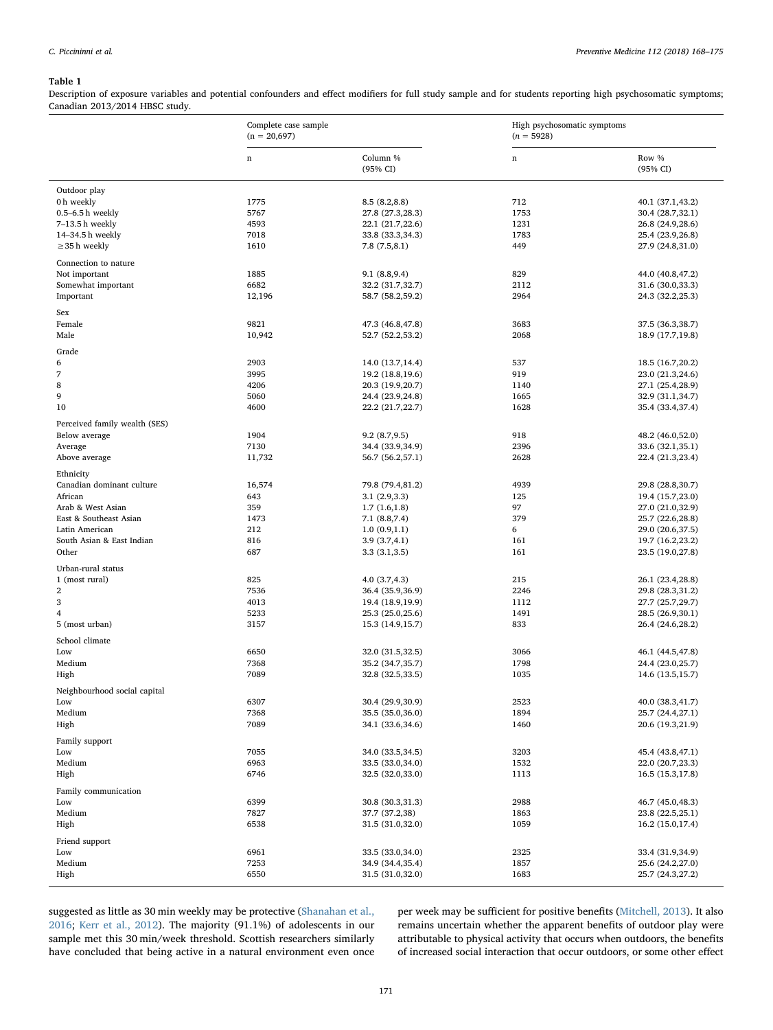**Table 1**

Description of exposure variables and potential confounders and effect modifiers for full study sample and for students reporting high psychosomatic symptoms; Canadian 2013/2014 HBSC study.

| | Complete case sample (n = 20,697) | | High psychosomatic symptoms (n = 5928) | |
|---|---|---|---|---|
| | n | Column % (95% CI) | n | Row % (95% CI) |
| **Outdoor play** | | | | |
| 0 h weekly | 1775 | 8.5 (8.2,8.8) | 712 | 40.1 (37.1,43.2) |
| 0.5–6.5 h weekly | 5767 | 27.8 (27.3,28.3) | 1753 | 30.4 (28.7,32.1) |
| 7–13.5 h weekly | 4593 | 22.1 (21.7,22.6) | 1231 | 26.8 (24.9,28.6) |
| 14–34.5 h weekly | 7018 | 33.8 (33.3,34.3) | 1783 | 25.4 (23.9,26.8) |
| ≥35 h weekly | 1610 | 7.8 (7.5,8.1) | 449 | 27.9 (24.8,31.0) |
| **Connection to nature** | | | | |
| Not important | 1885 | 9.1 (8.8,9.4) | 829 | 44.0 (40.8,47.2) |
| Somewhat important | 6682 | 32.2 (31.7,32.7) | 2112 | 31.6 (30.0,33.3) |
| Important | 12,196 | 58.7 (58.2,59.2) | 2964 | 24.3 (32.2,25.3) |
| **Sex** | | | | |
| Female | 9821 | 47.3 (46.8,47.8) | 3683 | 37.5 (36.3,38.7) |
| Male | 10,942 | 52.7 (52.2,53.2) | 2068 | 18.9 (17.7,19.8) |
| **Grade** | | | | |
| 6 | 2903 | 14.0 (13.7,14.4) | 537 | 18.5 (16.7,20.2) |
| 7 | 3995 | 19.2 (18.8,19.6) | 919 | 23.0 (21.3,24.6) |
| 8 | 4206 | 20.3 (19.9,20.7) | 1140 | 27.1 (25.4,28.9) |
| 9 | 5060 | 24.4 (23.9,24.8) | 1665 | 32.9 (31.1,34.7) |
| 10 | 4600 | 22.2 (21.7,22.7) | 1628 | 35.4 (33.4,37.4) |
| **Perceived family wealth (SES)** | | | | |
| Below average | 1904 | 9.2 (8.7,9.5) | 918 | 48.2 (46.0,52.0) |
| Average | 7130 | 34.4 (33.9,34.9) | 2396 | 33.6 (32.1,35.1) |
| Above average | 11,732 | 56.7 (56.2,57.1) | 2628 | 22.4 (21.3,23.4) |
| **Ethnicity** | | | | |
| Canadian dominant culture | 16,574 | 79.8 (79.4,81.2) | 4939 | 29.8 (28.8,30.7) |
| African | 643 | 3.1 (2.9,3.3) | 125 | 19.4 (15.7,23.0) |
| Arab & West Asian | 359 | 1.7 (1.6,1.8) | 97 | 27.0 (21.0,32.9) |
| East & Southeast Asian | 1473 | 7.1 (8.8,7.4) | 379 | 25.7 (22.6,28.8) |
| Latin American | 212 | 1.0 (0.9,1.1) | 6 | 29.0 (20.6,37.5) |
| South Asian & East Indian | 816 | 3.9 (3.7,4.1) | 161 | 19.7 (16.2,23.2) |
| Other | 687 | 3.3 (3.1,3.5) | 161 | 23.5 (19.0,27.8) |
| **Urban-rural status** | | | | |
| 1 (most rural) | 825 | 4.0 (3.7,4.3) | 215 | 26.1 (23.4,28.8) |
| 2 | 7536 | 36.4 (35.9,36.9) | 2246 | 29.8 (28.3,31.2) |
| 3 | 4013 | 19.4 (18.9,19.9) | 1112 | 27.7 (25.7,29.7) |
| 4 | 5233 | 25.3 (25.0,25.6) | 1491 | 28.5 (26.9,30.1) |
| 5 (most urban) | 3157 | 15.3 (14.9,15.7) | 833 | 26.4 (24.6,28.2) |
| **School climate** | | | | |
| Low | 6650 | 32.0 (31.5,32.5) | 3066 | 46.1 (44.5,47.8) |
| Medium | 7368 | 35.2 (34.7,35.7) | 1798 | 24.4 (23.0,25.7) |
| High | 7089 | 32.8 (32.5,33.5) | 1035 | 14.6 (13.5,15.7) |
| **Neighbourhood social capital** | | | | |
| Low | 6307 | 30.4 (29.9,30.9) | 2523 | 40.0 (38.3,41.7) |
| Medium | 7368 | 35.5 (35.0,36.0) | 1894 | 25.7 (24.4,27.1) |
| High | 7089 | 34.1 (33.6,34.6) | 1460 | 20.6 (19.3,21.9) |
| **Family support** | | | | |
| Low | 7055 | 34.0 (33.5,34.5) | 3203 | 45.4 (43.8,47.1) |
| Medium | 6963 | 33.5 (33.0,34.0) | 1532 | 22.0 (20.7,23.3) |
| High | 6746 | 32.5 (32.0,33.0) | 1113 | 16.5 (15.3,17.8) |
| **Family communication** | | | | |
| Low | 6399 | 30.8 (30.3,31.3) | 2988 | 46.7 (45.0,48.3) |
| Medium | 7827 | 37.7 (37.2,38) | 1863 | 23.8 (22.5,25.1) |
| High | 6538 | 31.5 (31.0,32.0) | 1059 | 16.2 (15.0,17.4) |
| **Friend support** | | | | |
| Low | 6961 | 33.5 (33.0,34.0) | 2325 | 33.4 (31.9,34.9) |
| Medium | 7253 | 34.9 (34.4,35.4) | 1857 | 25.6 (24.2,27.0) |
| High | 6550 | 31.5 (31.0,32.0) | 1683 | 25.7 (24.3,27.2) |

suggested as little as 30 min weekly may be protective (Shanahan et al., 2016; Kerr et al., 2012). The majority (91.1%) of adolescents in our sample met this 30 min/week threshold. Scottish researchers similarly have concluded that being active in a natural environment even once per week may be sufficient for positive benefits (Mitchell, 2013). It also remains uncertain whether the apparent benefits of outdoor play were attributable to physical activity that occurs when outdoors, the benefits of increased social interaction that occur outdoors, or some other effect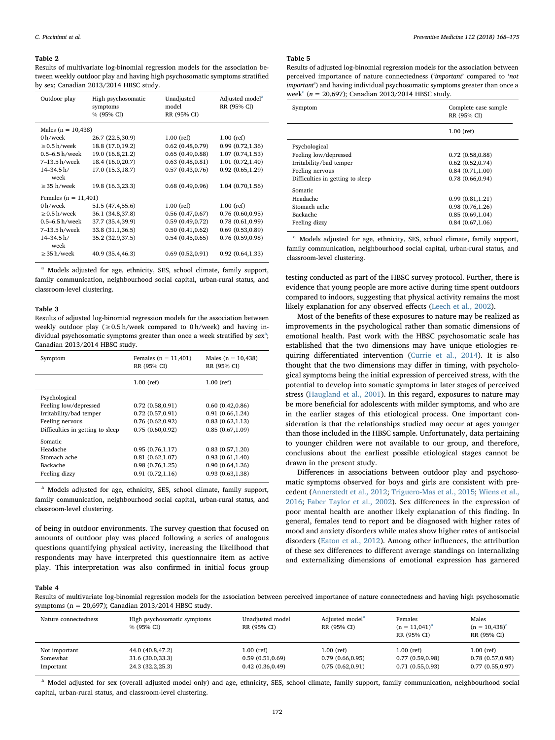**Table 2**

Results of multivariate log-binomial regression models for the association between weekly outdoor play and having high psychosomatic symptoms stratified by sex; Canadian 2013/2014 HBSC study.

| Outdoor play | High psychosomatic symptoms % (95% CI) | Unadjusted model RR (95% CI) | Adjusted model[a] RR (95% CI) |
|---|---|---|---|
| Males (n = 10,438) | | | |
| 0 h/week | 26.7 (22.5,30.9) | 1.00 (ref) | 1.00 (ref) |
| ≥0.5 h/week | 18.8 (17.0,19.2) | 0.62 (0.48,0.79) | 0.99 (0.72,1.36) |
| 0.5–6.5 h/week | 19.0 (16.8,21.2) | 0.65 (0.49,0.88) | 1.07 (0.74,1.53) |
| 7–13.5 h/week | 18.4 (16.0,20.7) | 0.63 (0.48,0.81) | 1.01 (0.72,1.40) |
| 14–34.5 h/week | 17.0 (15.3,18.7) | 0.57 (0.43,0.76) | 0.92 (0.65,1.29) |
| ≥35 h/week | 19.8 (16.3,23.3) | 0.68 (0.49,0.96) | 1.04 (0.70,1.56) |
| Females (n = 11,401) | | | |
| 0 h/week | 51.5 (47.4,55.6) | 1.00 (ref) | 1.00 (ref) |
| ≥0.5 h/week | 36.1 (34.8,37.8) | 0.56 (0.47,0.67) | 0.76 (0.60,0.95) |
| 0.5–6.5 h/week | 37.7 (35.4,39.9) | 0.59 (0.49,0.72) | 0.78 (0.61,0.99) |
| 7–13.5 h/week | 33.8 (31.1,36.5) | 0.50 (0.41,0.62) | 0.69 (0.53,0.89) |
| 14–34.5 h/week | 35.2 (32.9,37.5) | 0.54 (0.45,0.65) | 0.76 (0.59,0.98) |
| ≥35 h/week | 40.9 (35.4,46.3) | 0.69 (0.52,0.91) | 0.92 (0.64,1.33) |

[a] Models adjusted for age, ethnicity, SES, school climate, family support, family communication, neighbourhood social capital, urban-rural status, and classroom-level clustering.

**Table 3**

Results of adjusted log-binomial regression models for the association between weekly outdoor play (≥0.5 h/week compared to 0 h/week) and having individual psychosomatic symptoms greater than once a week stratified by sex[a]; Canadian 2013/2014 HBSC study.

| Symptom | Females (n = 11,401) RR (95% CI) | Males (n = 10,438) RR (95% CI) |
|---|---|---|
| | 1.00 (ref) | 1.00 (ref) |
| Psychological | | |
| Feeling low/depressed | 0.72 (0.58,0.91) | 0.60 (0.42,0.86) |
| Irritability/bad temper | 0.72 (0.57,0.91) | 0.91 (0.66,1.24) |
| Feeling nervous | 0.76 (0.62,0.92) | 0.83 (0.62,1.13) |
| Difficulties in getting to sleep | 0.75 (0.60,0.92) | 0.85 (0.67,1.09) |
| Somatic | | |
| Headache | 0.95 (0.76,1.17) | 0.83 (0.57,1.20) |
| Stomach ache | 0.81 (0.62,1.07) | 0.93 (0.61,1.40) |
| Backache | 0.98 (0.76,1.25) | 0.90 (0.64,1.26) |
| Feeling dizzy | 0.91 (0.72,1.16) | 0.93 (0.63,1.38) |

[a] Models adjusted for age, ethnicity, SES, school climate, family support, family communication, neighbourhood social capital, urban-rural status, and classroom-level clustering.

of being in outdoor environments. The survey question that focused on amounts of outdoor play was placed following a series of analogous questions quantifying physical activity, increasing the likelihood that respondents may have interpreted this questionnaire item as active play. This interpretation was also confirmed in initial focus group testing conducted as part of the HBSC survey protocol. Further, there is evidence that young people are more active during time spent outdoors compared to indoors, suggesting that physical activity remains the most likely explanation for any observed effects (Leech et al., 2002).

Most of the benefits of these exposures to nature may be realized as improvements in the psychological rather than somatic dimensions of emotional health. Past work with the HBSC psychosomatic scale has established that the two dimensions may have unique etiologies requiring differentiated intervention (Currie et al., 2014). It is also thought that the two dimensions may differ in timing, with psychological symptoms being the initial expression of perceived stress, with the potential to develop into somatic symptoms in later stages of perceived stress (Haugland et al., 2001). In this regard, exposures to nature may be more beneficial for adolescents with milder symptoms, and who are in the earlier stages of this etiological process. One important consideration is that the relationships studied may occur at ages younger than those included in the HBSC sample. Unfortunately, data pertaining to younger children were not available to our group, and therefore, conclusions about the earliest possible etiological stages cannot be drawn in the present study.

Differences in associations between outdoor play and psychosomatic symptoms observed for boys and girls are consistent with precedent (Annerstedt et al., 2012; Triguero-Mas et al., 2015; Wiens et al., 2016; Faber Taylor et al., 2002). Sex differences in the expression of poor mental health are another likely explanation of this finding. In general, females tend to report and be diagnosed with higher rates of mood and anxiety disorders while males show higher rates of antisocial disorders (Eaton et al., 2012). Among other influences, the attribution of these sex differences to different average standings on internalizing and externalizing dimensions of emotional expression has garnered

**Table 5**

Results of adjusted log-binomial regression models for the association between perceived importance of nature connectedness ('*important*' compared to '*not important*') and having individual psychosomatic symptoms greater than once a week[a] (*n* = 20,697); Canadian 2013/2014 HBSC study.

| Symptom | Complete case sample RR (95% CI) |
|---|---|
| | 1.00 (ref) |
| Psychological | |
| Feeling low/depressed | 0.72 (0.58,0.88) |
| Irritability/bad temper | 0.62 (0.52,0.74) |
| Feeling nervous | 0.84 (0.71,1.00) |
| Difficulties in getting to sleep | 0.78 (0.66,0.94) |
| Somatic | |
| Headache | 0.99 (0.81,1.21) |
| Stomach ache | 0.98 (0.76,1.26) |
| Backache | 0.85 (0.69,1.04) |
| Feeling dizzy | 0.84 (0.67,1.06) |

[a] Models adjusted for age, ethnicity, SES, school climate, family support, family communication, neighbourhood social capital, urban-rural status, and classroom-level clustering.

**Table 4**

Results of multivariate log-binomial regression models for the association between perceived importance of nature connectedness and having high psychosomatic symptoms (n = 20,697); Canadian 2013/2014 HBSC study.

| Nature connectedness | High psychosomatic symptoms % (95% CI) | Unadjusted model RR (95% CI) | Adjusted model[a] RR (95% CI) | Females (n = 11,041)[a] RR (95% CI) | Males (n = 10,438)[a] RR (95% CI) |
|---|---|---|---|---|---|
| Not important | 44.0 (40.8,47.2) | 1.00 (ref) | 1.00 (ref) | 1.00 (ref) | 1.00 (ref) |
| Somewhat | 31.6 (30.0,33.3) | 0.59 (0.51,0.69) | 0.79 (0.66,0.95) | 0.77 (0.59,0.98) | 0.78 (0.57,0.98) |
| Important | 24.3 (32.2,25.3) | 0.42 (0.36,0.49) | 0.75 (0.62,0.91) | 0.71 (0.55,0.93) | 0.77 (0.55,0.97) |

[a] Model adjusted for sex (overall adjusted model only) and age, ethnicity, SES, school climate, family support, family communication, neighbourhood social capital, urban-rural status, and classroom-level clustering.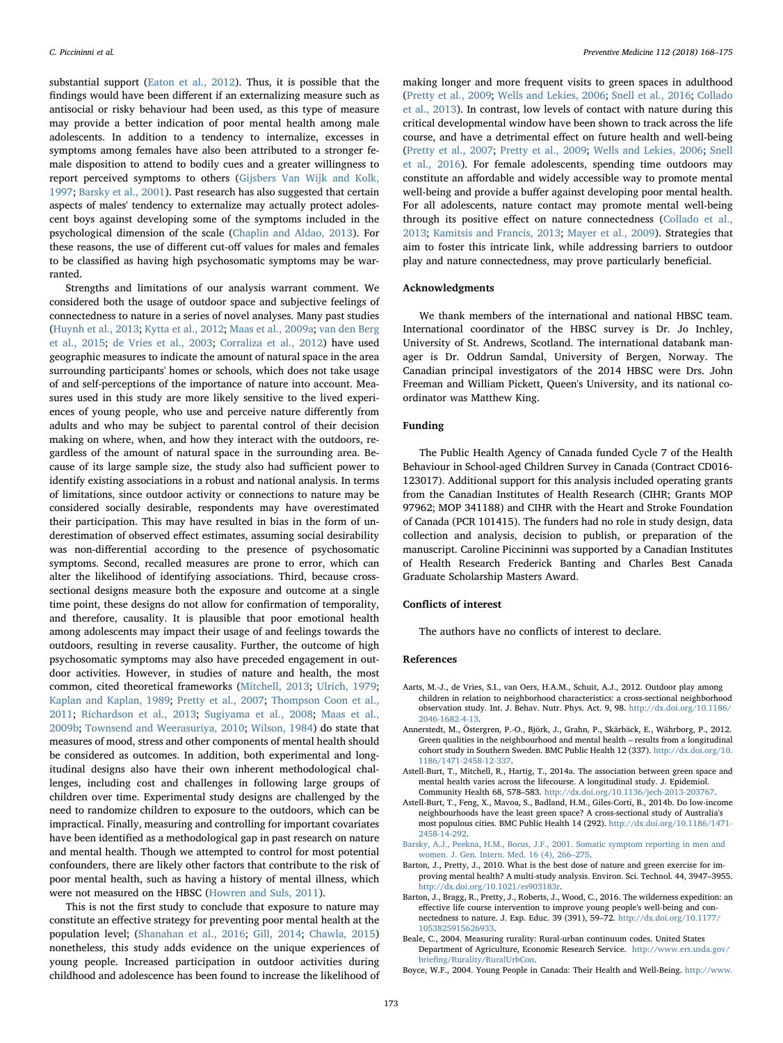substantial support (Eaton et al., 2012). Thus, it is possible that the findings would have been different if an externalizing measure such as antisocial or risky behaviour had been used, as this type of measure may provide a better indication of poor mental health among male adolescents. In addition to a tendency to internalize, excesses in symptoms among females have also been attributed to a stronger female disposition to attend to bodily cues and a greater willingness to report perceived symptoms to others (Gijsbers Van Wijk and Kolk, 1997; Barsky et al., 2001). Past research has also suggested that certain aspects of males' tendency to externalize may actually protect adolescent boys against developing some of the symptoms included in the psychological dimension of the scale (Chaplin and Aldao, 2013). For these reasons, the use of different cut-off values for males and females to be classified as having high psychosomatic symptoms may be warranted.

Strengths and limitations of our analysis warrant comment. We considered both the usage of outdoor space and subjective feelings of connectedness to nature in a series of novel analyses. Many past studies (Huynh et al., 2013; Kytta et al., 2012; Maas et al., 2009a; van den Berg et al., 2015; de Vries et al., 2003; Corraliza et al., 2012) have used geographic measures to indicate the amount of natural space in the area surrounding participants' homes or schools, which does not take usage of and self-perceptions of the importance of nature into account. Measures used in this study are more likely sensitive to the lived experiences of young people, who use and perceive nature differently from adults and who may be subject to parental control of their decision making on where, when, and how they interact with the outdoors, regardless of the amount of natural space in the surrounding area. Because of its large sample size, the study also had sufficient power to identify existing associations in a robust and national analysis. In terms of limitations, since outdoor activity or connections to nature may be considered socially desirable, respondents may have overestimated their participation. This may have resulted in bias in the form of underestimation of observed effect estimates, assuming social desirability was non-differential according to the presence of psychosomatic symptoms. Second, recalled measures are prone to error, which can alter the likelihood of identifying associations. Third, because cross-sectional designs measure both the exposure and outcome at a single time point, these designs do not allow for confirmation of temporality, and therefore, causality. It is plausible that poor emotional health among adolescents may impact their usage of and feelings towards the outdoors, resulting in reverse causality. Further, the outcome of high psychosomatic symptoms may also have preceded engagement in outdoor activities. However, in studies of nature and health, the most common, cited theoretical frameworks (Mitchell, 2013; Ulrich, 1979; Kaplan and Kaplan, 1989; Pretty et al., 2007; Thompson Coon et al., 2011; Richardson et al., 2013; Sugiyama et al., 2008; Maas et al., 2009b; Townsend and Weerasuriya, 2010; Wilson, 1984) do state that measures of mood, stress and other components of mental health should be considered as outcomes. In addition, both experimental and longitudinal designs also have their own inherent methodological challenges, including cost and challenges in following large groups of children over time. Experimental study designs are challenged by the need to randomize children to exposure to the outdoors, which can be impractical. Finally, measuring and controlling for important covariates have been identified as a methodological gap in past research on nature and mental health. Though we attempted to control for most potential confounders, there are likely other factors that contribute to the risk of poor mental health, such as having a history of mental illness, which were not measured on the HBSC (Howren and Suls, 2011).

This is not the first study to conclude that exposure to nature may constitute an effective strategy for preventing poor mental health at the population level; (Shanahan et al., 2016; Gill, 2014; Chawla, 2015) nonetheless, this study adds evidence on the unique experiences of young people. Increased participation in outdoor activities during childhood and adolescence has been found to increase the likelihood of making longer and more frequent visits to green spaces in adulthood (Pretty et al., 2009; Wells and Lekies, 2006; Snell et al., 2016; Collado et al., 2013). In contrast, low levels of contact with nature during this critical developmental window have been shown to track across the life course, and have a detrimental effect on future health and well-being (Pretty et al., 2007; Pretty et al., 2009; Wells and Lekies, 2006; Snell et al., 2016). For female adolescents, spending time outdoors may constitute an affordable and widely accessible way to promote mental well-being and provide a buffer against developing poor mental health. For all adolescents, nature contact may promote mental well-being through its positive effect on nature connectedness (Collado et al., 2013; Kamitsis and Francis, 2013; Mayer et al., 2009). Strategies that aim to foster this intricate link, while addressing barriers to outdoor play and nature connectedness, may prove particularly beneficial.

## Acknowledgments

We thank members of the international and national HBSC team. International coordinator of the HBSC survey is Dr. Jo Inchley, University of St. Andrews, Scotland. The international databank manager is Dr. Oddrun Samdal, University of Bergen, Norway. The Canadian principal investigators of the 2014 HBSC were Drs. John Freeman and William Pickett, Queen's University, and its national coordinator was Matthew King.

## Funding

The Public Health Agency of Canada funded Cycle 7 of the Health Behaviour in School-aged Children Survey in Canada (Contract CD016-123017). Additional support for this analysis included operating grants from the Canadian Institutes of Health Research (CIHR; Grants MOP 97962; MOP 341188) and CIHR with the Heart and Stroke Foundation of Canada (PCR 101415). The funders had no role in study design, data collection and analysis, decision to publish, or preparation of the manuscript. Caroline Piccininni was supported by a Canadian Institutes of Health Research Frederick Banting and Charles Best Canada Graduate Scholarship Masters Award.

## Conflicts of interest

The authors have no conflicts of interest to declare.

## References

Aarts, M.-J., de Vries, S.I., van Oers, H.A.M., Schuit, A.J., 2012. Outdoor play among children in relation to neighborhood characteristics: a cross-sectional neighborhood observation study. Int. J. Behav. Nutr. Phys. Act. 9, 98. http://dx.doi.org/10.1186/2046-1682-4-13.

Annerstedt, M., Östergren, P.-O., Björk, J., Grahn, P., Skärbäck, E., Währborg, P., 2012. Green qualities in the neighbourhood and mental health – results from a longitudinal cohort study in Southern Sweden. BMC Public Health 12 (337). http://dx.doi.org/10.1186/1471-2458-12-337.

Astell-Burt, T., Mitchell, R., Hartig, T., 2014a. The association between green space and mental health varies across the lifecourse. A longitudinal study. J. Epidemiol. Community Health 68, 578–583. http://dx.doi.org/10.1136/jech-2013-203767.

Astell-Burt, T., Feng, X., Mavoa, S., Badland, H.M., Giles-Corti, B., 2014b. Do low-income neighbourhoods have the least green space? A cross-sectional study of Australia's most populous cities. BMC Public Health 14 (292). http://dx.doi.org/10.1186/1471-2458-14-292.

Barsky, A.J., Peekna, H.M., Borus, J.F., 2001. Somatic symptom reporting in men and women. J. Gen. Intern. Med. 16 (4), 266–275.

Barton, J., Pretty, J., 2010. What is the best dose of nature and green exercise for improving mental health? A multi-study analysis. Environ. Sci. Technol. 44, 3947–3955. http://dx.doi.org/10.1021/es903183r.

Barton, J., Bragg, R., Pretty, J., Roberts, J., Wood, C., 2016. The wilderness expedition: an effective life course intervention to improve young people's well-being and connectedness to nature. J. Exp. Educ. 39 (391), 59–72. http://dx.doi.org/10.1177/1053825915626933.

Beale, C., 2004. Measuring rurality: Rural-urban continuum codes. United States Department of Agriculture, Economic Research Service. http://www.ers.usda.gov/briefing/Rurality/RuralUrbCon.

Boyce, W.F., 2004. Young People in Canada: Their Health and Well-Being. http://www.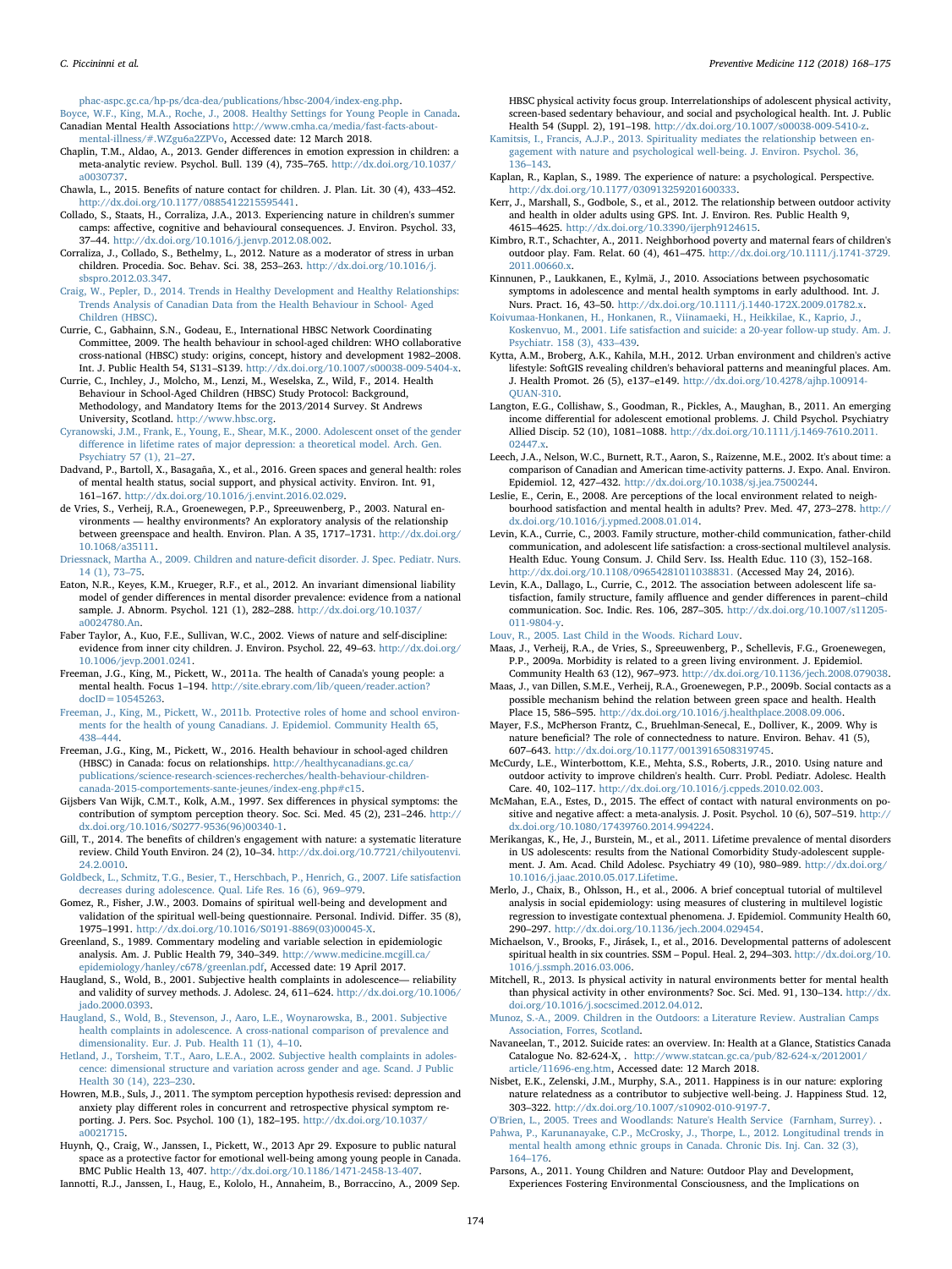phac-aspc.gc.ca/hp-ps/dca-dea/publications/hbsc-2004/index-eng.php.

Boyce, W.F., King, M.A., Roche, J., 2008. Healthy Settings for Young People in Canada.

Canadian Mental Health Associations http://www.cmha.ca/media/fast-facts-about-mental-illness/#.WZgu6a2ZPVo, Accessed date: 12 March 2018.

Chaplin, T.M., Aldao, A., 2013. Gender differences in emotion expression in children: a meta-analytic review. Psychol. Bull. 139 (4), 735–765. http://dx.doi.org/10.1037/a0030737.

Chawla, L., 2015. Benefits of nature contact for children. J. Plan. Lit. 30 (4), 433–452. http://dx.doi.org/10.1177/0885412215595441.

Collado, S., Staats, H., Corraliza, J.A., 2013. Experiencing nature in children's summer camps: affective, cognitive and behavioural consequences. J. Environ. Psychol. 33, 37–44. http://dx.doi.org/10.1016/j.jenvp.2012.08.002.

Corraliza, J., Collado, S., Bethelmy, L., 2012. Nature as a moderator of stress in urban children. Procedia. Soc. Behav. Sci. 38, 253–263. http://dx.doi.org/10.1016/j.sbspro.2012.03.347.

Craig, W., Pepler, D., 2014. Trends in Healthy Development and Healthy Relationships: Trends Analysis of Canadian Data from the Health Behaviour in School- Aged Children (HBSC).

Currie, C., Gabhainn, S.N., Godeau, E., International HBSC Network Coordinating Committee, 2009. The health behaviour in school-aged children: WHO collaborative cross-national (HBSC) study: origins, concept, history and development 1982–2008. Int. J. Public Health 54, S131–S139. http://dx.doi.org/10.1007/s00038-009-5404-x.

Currie, C., Inchley, J., Molcho, M., Lenzi, M., Weselska, Z., Wild, F., 2014. Health Behaviour in School-Aged Children (HBSC) Study Protocol: Background, Methodology, and Mandatory Items for the 2013/2014 Survey. St Andrews University, Scotland. http://www.hbsc.org.

Cyranowski, J.M., Frank, E., Young, E., Shear, M.K., 2000. Adolescent onset of the gender difference in lifetime rates of major depression: a theoretical model. Arch. Gen. Psychiatry 57 (1), 21–27.

Dadvand, P., Bartoll, X., Basagaña, X., et al., 2016. Green spaces and general health: roles of mental health status, social support, and physical activity. Environ. Int. 91, 161–167. http://dx.doi.org/10.1016/j.envint.2016.02.029.

de Vries, S., Verheij, R.A., Groenewegen, P.P., Spreeuwenberg, P., 2003. Natural environments — healthy environments? An exploratory analysis of the relationship between greenspace and health. Environ. Plan. A 35, 1717–1731. http://dx.doi.org/10.1068/a35111.

Driessnack, Martha A., 2009. Children and nature-deficit disorder. J. Spec. Pediatr. Nurs. 14 (1), 73–75.

Eaton, N.R., Keyes, K.M., Krueger, R.F., et al., 2012. An invariant dimensional liability model of gender differences in mental disorder prevalence: evidence from a national sample. J. Abnorm. Psychol. 121 (1), 282–288. http://dx.doi.org/10.1037/a0024780.An.

Faber Taylor, A., Kuo, F.E., Sullivan, W.C., 2002. Views of nature and self-discipline: evidence from inner city children. J. Environ. Psychol. 22, 49–63. http://dx.doi.org/10.1006/jevp.2001.0241.

Freeman, J.G., King, M., Pickett, W., 2011a. The health of Canada's young people: a mental health. Focus 1–194. http://site.ebrary.com/lib/queen/reader.action?docID=10545263.

Freeman, J., King, M., Pickett, W., 2011b. Protective roles of home and school environments for the health of young Canadians. J. Epidemiol. Community Health 65, 438–444.

Freeman, J.G., King, M., Pickett, W., 2016. Health behaviour in school-aged children (HBSC) in Canada: focus on relationships. http://healthycanadians.gc.ca/publications/science-research-sciences-recherches/health-behaviour-children-canada-2015-comportements-sante-jeunes/index-eng.php#c15.

Gijsbers Van Wijk, C.M.T., Kolk, A.M., 1997. Sex differences in physical symptoms: the contribution of symptom perception theory. Soc. Sci. Med. 45 (2), 231–246. http://dx.doi.org/10.1016/S0277-9536(96)00340-1.

Gill, T., 2014. The benefits of children's engagement with nature: a systematic literature review. Child Youth Environ. 24 (2), 10–34. http://dx.doi.org/10.7721/chilyoutenvi.24.2.0010.

Goldbeck, L., Schmitz, T.G., Besier, T., Herschbach, P., Henrich, G., 2007. Life satisfaction decreases during adolescence. Qual. Life Res. 16 (6), 969–979.

Gomez, R., Fisher, J.W., 2003. Domains of spiritual well-being and development and validation of the spiritual well-being questionnaire. Personal. Individ. Differ. 35 (8), 1975–1991. http://dx.doi.org/10.1016/S0191-8869(03)00045-X.

Greenland, S., 1989. Commentary modeling and variable selection in epidemiologic analysis. Am. J. Public Health 79, 340–349. http://www.medicine.mcgill.ca/epidemiology/hanley/c678/greenlan.pdf, Accessed date: 19 April 2017.

Haugland, S., Wold, B., 2001. Subjective health complaints in adolescence— reliability and validity of survey methods. J. Adolesc. 24, 611–624. http://dx.doi.org/10.1006/jado.2000.0393.

Haugland, S., Wold, B., Stevenson, J., Aaro, L.E., Woynarowska, B., 2001. Subjective health complaints in adolescence. A cross-national comparison of prevalence and dimensionality. Eur. J. Pub. Health 11 (1), 4–10.

Hetland, J., Torsheim, T.T., Aaro, L.E.A., 2002. Subjective health complaints in adolescence: dimensional structure and variation across gender and age. Scand. J Public Health 30 (14), 223–230.

Howren, M.B., Suls, J., 2011. The symptom perception hypothesis revised: depression and anxiety play different roles in concurrent and retrospective physical symptom reporting. J. Pers. Soc. Psychol. 100 (1), 182–195. http://dx.doi.org/10.1037/a0021715.

Huynh, Q., Craig, W., Janssen, I., Pickett, W., 2013 Apr 29. Exposure to public natural space as a protective factor for emotional well-being among young people in Canada. BMC Public Health 13, 407. http://dx.doi.org/10.1186/1471-2458-13-407.

Iannotti, R.J., Janssen, I., Haug, E., Kololo, H., Annaheim, B., Borraccino, A., 2009 Sep. HBSC physical activity focus group. Interrelationships of adolescent physical activity, screen-based sedentary behaviour, and social and psychological health. Int. J. Public Health 54 (Suppl. 2), 191–198. http://dx.doi.org/10.1007/s00038-009-5410-z.

Kamitsis, I., Francis, A.J.P., 2013. Spirituality mediates the relationship between engagement with nature and psychological well-being. J. Environ. Psychol. 36, 136–143.

Kaplan, R., Kaplan, S., 1989. The experience of nature: a psychological. Perspective. http://dx.doi.org/10.1177/030913259201600333.

Kerr, J., Marshall, S., Godbole, S., et al., 2012. The relationship between outdoor activity and health in older adults using GPS. Int. J. Environ. Res. Public Health 9, 4615–4625. http://dx.doi.org/10.3390/ijerph9124615.

Kimbro, R.T., Schachter, A., 2011. Neighborhood poverty and maternal fears of children's outdoor play. Fam. Relat. 60 (4), 461–475. http://dx.doi.org/10.1111/j.1741-3729.2011.00660.x.

Kinnunen, P., Laukkanen, E., Kylmä, J., 2010. Associations between psychosomatic symptoms in adolescence and mental health symptoms in early adulthood. Int. J. Nurs. Pract. 16, 43–50. http://dx.doi.org/10.1111/j.1440-172X.2009.01782.x.

Koivumaa-Honkanen, H., Honkanen, R., Viinamaeki, H., Heikkilae, K., Kaprio, J., Koskenvuo, M., 2001. Life satisfaction and suicide: a 20-year follow-up study. Am. J. Psychiatr. 158 (3), 433–439.

Kytta, A.M., Broberg, A.K., Kahila, M.H., 2012. Urban environment and children's active lifestyle: SoftGIS revealing children's behavioral patterns and meaningful places. Am. J. Health Promot. 26 (5), e137–e149. http://dx.doi.org/10.4278/ajhp.100914-QUAN-310.

Langton, E.G., Collishaw, S., Goodman, R., Pickles, A., Maughan, B., 2011. An emerging income differential for adolescent emotional problems. J. Child Psychol. Psychiatry Allied Discip. 52 (10), 1081–1088. http://dx.doi.org/10.1111/j.1469-7610.2011.02447.x.

Leech, J.A., Nelson, W.C., Burnett, R.T., Aaron, S., Raizenne, M.E., 2002. It's about time: a comparison of Canadian and American time-activity patterns. J. Expo. Anal. Environ. Epidemiol. 12, 427–432. http://dx.doi.org/10.1038/sj.jea.7500244.

Leslie, E., Cerin, E., 2008. Are perceptions of the local environment related to neighbourhood satisfaction and mental health in adults? Prev. Med. 47, 273–278. http://dx.doi.org/10.1016/j.ypmed.2008.01.014.

Levin, K.A., Currie, C., 2003. Family structure, mother-child communication, father-child communication, and adolescent life satisfaction: a cross-sectional multilevel analysis. Health Educ. Young Consum. J. Child Serv. Iss. Health Educ. 110 (3), 152–168. http://dx.doi.org/10.1108/09654281011038831. (Accessed May 24, 2016).

Levin, K.A., Dallago, L., Currie, C., 2012. The association between adolescent life satisfaction, family structure, family affluence and gender differences in parent–child communication. Soc. Indic. Res. 106, 287–305. http://dx.doi.org/10.1007/s11205-011-9804-y.

Louv, R., 2005. Last Child in the Woods. Richard Louv.

Maas, J., Verheij, R.A., de Vries, S., Spreeuwenberg, P., Schellevis, F.G., Groenewegen, P.P., 2009a. Morbidity is related to a green living environment. J. Epidemiol. Community Health 63 (12), 967–973. http://dx.doi.org/10.1136/jech.2008.079038.

Maas, J., van Dillen, S.M.E., Verheij, R.A., Groenewegen, P.P., 2009b. Social contacts as a possible mechanism behind the relation between green space and health. Health Place 15, 586–595. http://dx.doi.org/10.1016/j.healthplace.2008.09.006.

Mayer, F.S., McPherson Frantz, C., Bruehlman-Senecal, E., Dolliver, K., 2009. Why is nature beneficial? The role of connectedness to nature. Environ. Behav. 41 (5), 607–643. http://dx.doi.org/10.1177/0013916508319745.

McCurdy, L.E., Winterbottom, K.E., Mehta, S.S., Roberts, J.R., 2010. Using nature and outdoor activity to improve children's health. Curr. Probl. Pediatr. Adolesc. Health Care. 40, 102–117. http://dx.doi.org/10.1016/j.cppeds.2010.02.003.

McMahan, E.A., Estes, D., 2015. The effect of contact with natural environments on positive and negative affect: a meta-analysis. J. Posit. Psychol. 10 (6), 507–519. http://dx.doi.org/10.1080/17439760.2014.994224.

Merikangas, K., He, J., Burstein, M., et al., 2011. Lifetime prevalence of mental disorders in US adolescents: results from the National Comorbidity Study-adolescent supplement. J. Am. Acad. Child Adolesc. Psychiatry 49 (10), 980–989. http://dx.doi.org/10.1016/j.jaac.2010.05.017.Lifetime.

Merlo, J., Chaix, B., Ohlsson, H., et al., 2006. A brief conceptual tutorial of multilevel analysis in social epidemiology: using measures of clustering in multilevel logistic regression to investigate contextual phenomena. J. Epidemiol. Community Health 60, 290–297. http://dx.doi.org/10.1136/jech.2004.029454.

Michaelson, V., Brooks, F., Jirásek, I., et al., 2016. Developmental patterns of adolescent spiritual health in six countries. SSM – Popul. Heal. 2, 294–303. http://dx.doi.org/10.1016/j.ssmph.2016.03.006.

Mitchell, R., 2013. Is physical activity in natural environments better for mental health than physical activity in other environments? Soc. Sci. Med. 91, 130–134. http://dx.doi.org/10.1016/j.socscimed.2012.04.012.

Munoz, S.-A., 2009. Children in the Outdoors: a Literature Review. Australian Camps Association, Forres, Scotland.

Navaneelan, T., 2012. Suicide rates: an overview. In: Health at a Glance, Statistics Canada Catalogue No. 82-624-X, . http://www.statcan.gc.ca/pub/82-624-x/2012001/article/11696-eng.htm, Accessed date: 12 March 2018.

Nisbet, E.K., Zelenski, J.M., Murphy, S.A., 2011. Happiness is in our nature: exploring nature relatedness as a contributor to subjective well-being. J. Happiness Stud. 12, 303–322. http://dx.doi.org/10.1007/s10902-010-9197-7.

O'Brien, L., 2005. Trees and Woodlands: Nature's Health Service (Farnham, Surrey). .

Pahwa, P., Karunanayake, C.P., McCrosky, J., Thorpe, L., 2012. Longitudinal trends in mental health among ethnic groups in Canada. Chronic Dis. Inj. Can. 32 (3), 164–176.

Parsons, A., 2011. Young Children and Nature: Outdoor Play and Development, Experiences Fostering Environmental Consciousness, and the Implications on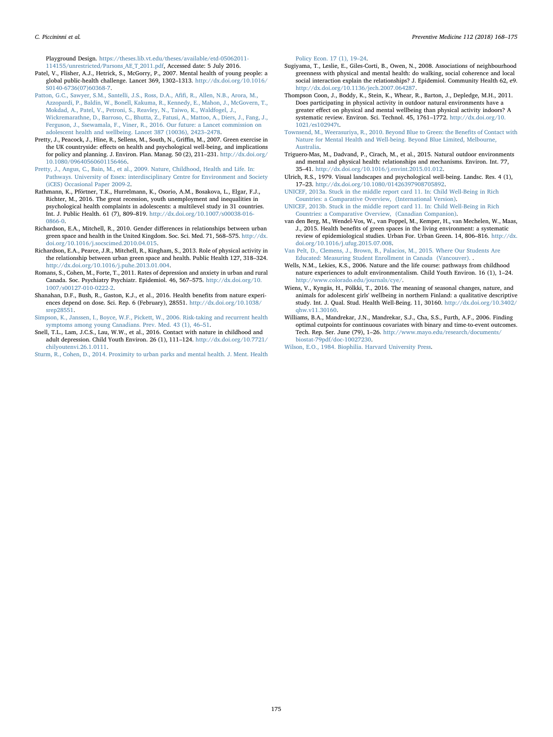Playground Design. https://theses.lib.vt.edu/theses/available/etd-05062011-114155/unrestricted/Parsons_AE_T_2011.pdf, Accessed date: 5 July 2016.

Patel, V., Flisher, A.J., Hetrick, S., McGorry, P., 2007. Mental health of young people: a global public-health challenge. Lancet 369, 1302–1313. http://dx.doi.org/10.1016/S0140-6736(07)60368-7.

Patton, G.C., Sawyer, S.M., Santelli, J.S., Ross, D.A., Afifi, R., Allen, N.B., Arora, M., Azzopardi, P., Baldin, W., Bonell, Kakuma, R., Kennedy, E., Mahon, J., McGovern, T., Mokdad, A., Patel, V., Petroni, S., Reavley, N., Taiwo, K., Waldfogel, J., Wickremarathne, D., Barroso, C., Bhutta, Z., Fatusi, A., Mattoo, A., Diers, J., Fang, J., Ferguson, J., Ssewamala, F., Viner, R., 2016. Our future: a Lancet commission on adolescent health and wellbeing. Lancet 387 (10036), 2423–2478.

Pretty, J., Peacock, J., Hine, R., Sellens, M., South, N., Griffin, M., 2007. Green exercise in the UK countryside: effects on health and psychological well-being, and implications for policy and planning. J. Environ. Plan. Manag. 50 (2), 211–231. http://dx.doi.org/10.1080/09640560601156466.

Pretty, J., Angus, C., Bain, M., et al., 2009. Nature, Childhood, Health and Life. In: Pathways. University of Essex: interdisciplinary Centre for Environment and Society (iCES) Occasional Paper 2009-2.

Rathmann, K., Pförtner, T.K., Hurrelmann, K., Osorio, A.M., Bosakova, L., Elgar, F.J., Richter, M., 2016. The great recession, youth unemployment and inequalities in psychological health complaints in adolescents: a multilevel study in 31 countries. Int. J. Public Health. 61 (7), 809–819. http://dx.doi.org/10.1007/s00038-016-0866-0.

Richardson, E.A., Mitchell, R., 2010. Gender differences in relationships between urban green space and health in the United Kingdom. Soc. Sci. Med. 71, 568–575. http://dx.doi.org/10.1016/j.socscimed.2010.04.015.

Richardson, E.A., Pearce, J.R., Mitchell, R., Kingham, S., 2013. Role of physical activity in the relationship between urban green space and health. Public Health 127, 318–324. http://dx.doi.org/10.1016/j.puhe.2013.01.004.

Romans, S., Cohen, M., Forte, T., 2011. Rates of depression and anxiety in urban and rural Canada. Soc. Psychiatry Psychiatr. Epidemiol. 46, 567–575. http://dx.doi.org/10.1007/s00127-010-0222-2.

Shanahan, D.F., Bush, R., Gaston, K.J., et al., 2016. Health benefits from nature experiences depend on dose. Sci. Rep. 6 (February), 28551. http://dx.doi.org/10.1038/srep28551.

Simpson, K., Janssen, I., Boyce, W.F., Pickett, W., 2006. Risk-taking and recurrent health symptoms among young Canadians. Prev. Med. 43 (1), 46–51.

Snell, T.L., Lam, J.C.S., Lau, W.W., et al., 2016. Contact with nature in childhood and adult depression. Child Youth Environ. 26 (1), 111–124. http://dx.doi.org/10.7721/chilyoutenvi.26.1.0111.

Sturm, R., Cohen, D., 2014. Proximity to urban parks and mental health. J. Ment. Health Policy Econ. 17 (1), 19–24.

Sugiyama, T., Leslie, E., Giles-Corti, B., Owen, N., 2008. Associations of neighbourhood greenness with physical and mental health: do walking, social coherence and local social interaction explain the relationships? J. Epidemiol. Community Health 62, e9. http://dx.doi.org/10.1136/jech.2007.064287.

Thompson Coon, J., Boddy, K., Stein, K., Whear, R., Barton, J., Depledge, M.H., 2011. Does participating in physical activity in outdoor natural environments have a greater effect on physical and mental wellbeing than physical activity indoors? A systematic review. Environ. Sci. Technol. 45, 1761–1772. http://dx.doi.org/10.1021/es102947t.

Townsend, M., Weerasuriya, R., 2010. Beyond Blue to Green: the Benefits of Contact with Nature for Mental Health and Well-being. Beyond Blue Limited, Melbourne, Australia.

Triguero-Mas, M., Dadvand, P., Cirach, M., et al., 2015. Natural outdoor environments and mental and physical health: relationships and mechanisms. Environ. Int. 77, 35–41. http://dx.doi.org/10.1016/j.envint.2015.01.012.

Ulrich, R.S., 1979. Visual landscapes and psychological well-being. Landsc. Res. 4 (1), 17–23. http://dx.doi.org/10.1080/01426397908705892.

UNICEF, 2013a. Stuck in the middle report card 11. In: Child Well-Being in Rich Countries: a Comparative Overview, (International Version).

UNICEF, 2013b. Stuck in the middle report card 11. In: Child Well-Being in Rich Countries: a Comparative Overview, (Canadian Companion).

van den Berg, M., Wendel-Vos, W., van Poppel, M., Kemper, H., van Mechelen, W., Maas, J., 2015. Health benefits of green spaces in the living environment: a systematic review of epidemiological studies. Urban For. Urban Green. 14, 806–816. http://dx.doi.org/10.1016/j.ufug.2015.07.008.

Van Pelt, D., Clemens, J., Brown, B., Palacios, M., 2015. Where Our Students Are Educated: Measuring Student Enrollment in Canada (Vancouver). .

Wells, N.M., Lekies, K.S., 2006. Nature and the life course: pathways from childhood nature experiences to adult environmentalism. Child Youth Environ. 16 (1), 1–24. http://www.colorado.edu/journals/cye/.

Wiens, V., Kyngäs, H., Pölkki, T., 2016. The meaning of seasonal changes, nature, and animals for adolescent girls' wellbeing in northern Finland: a qualitative descriptive study. Int. J. Qual. Stud. Health Well-Being. 11, 30160. http://dx.doi.org/10.3402/qhw.v11.30160.

Williams, B.A., Mandrekar, J.N., Mandrekar, S.J., Cha, S.S., Furth, A.F., 2006. Finding optimal cutpoints for continuous covariates with binary and time-to-event outcomes. Tech. Rep. Ser. June (79), 1–26. http://www.mayo.edu/research/documents/biostat-79pdf/doc-10027230.

Wilson, E.O., 1984. Biophilia. Harvard University Press.